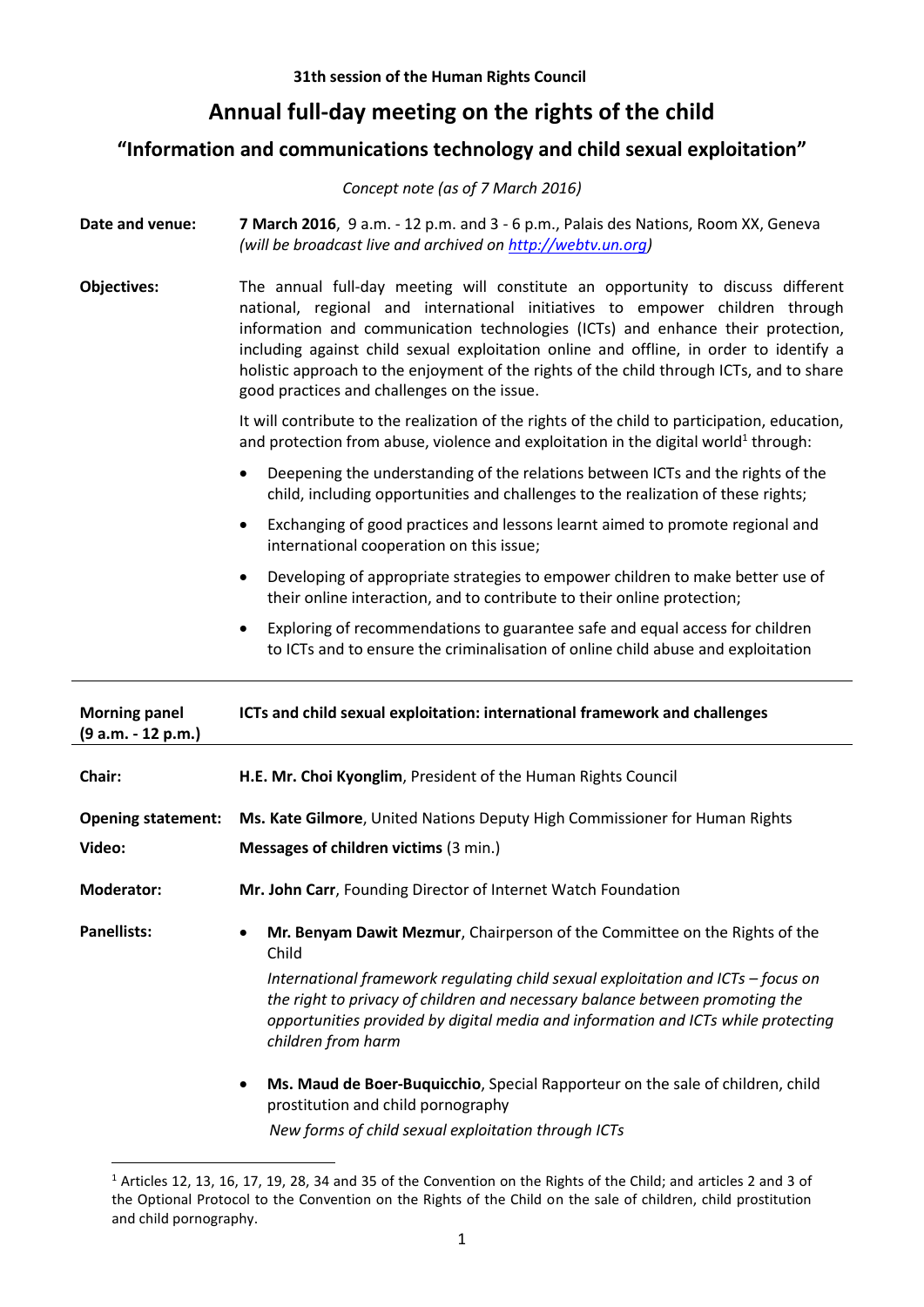**31th session of the Human Rights Council**

# Annual full-day meeting on the rights of the child

## "Information and communications technology and child sexual exploitation"

*Concept note (as of 7 March 2016)*

**Date and venue:** **7 March 2016**, 9 a.m. - 12 p.m. and 3 - 6 p.m., Palais des Nations, Room XX, Geneva *(will be broadcast live and archived on http://webtv.un.org)*

**Objectives:** The annual full-day meeting will constitute an opportunity to discuss different national, regional and international initiatives to empower children through information and communication technologies (ICTs) and enhance their protection, including against child sexual exploitation online and offline, in order to identify a holistic approach to the enjoyment of the rights of the child through ICTs, and to share good practices and challenges on the issue.

It will contribute to the realization of the rights of the child to participation, education, and protection from abuse, violence and exploitation in the digital world[1] through:

- Deepening the understanding of the relations between ICTs and the rights of the child, including opportunities and challenges to the realization of these rights;
- Exchanging of good practices and lessons learnt aimed to promote regional and international cooperation on this issue;
- Developing of appropriate strategies to empower children to make better use of their online interaction, and to contribute to their online protection;
- Exploring of recommendations to guarantee safe and equal access for children to ICTs and to ensure the criminalisation of online child abuse and exploitation

---

**Morning panel (9 a.m. - 12 p.m.)** — **ICTs and child sexual exploitation: international framework and challenges**

**Chair:** **H.E. Mr. Choi Kyonglim**, President of the Human Rights Council

**Opening statement:** **Ms. Kate Gilmore**, United Nations Deputy High Commissioner for Human Rights

**Video:** **Messages of children victims** (3 min.)

**Moderator:** **Mr. John Carr**, Founding Director of Internet Watch Foundation

**Panellists:**

- **Mr. Benyam Dawit Mezmur**, Chairperson of the Committee on the Rights of the Child

  *International framework regulating child sexual exploitation and ICTs – focus on the right to privacy of children and necessary balance between promoting the opportunities provided by digital media and information and ICTs while protecting children from harm*

- **Ms. Maud de Boer-Buquicchio**, Special Rapporteur on the sale of children, child prostitution and child pornography

  *New forms of child sexual exploitation through ICTs*

---

[1] Articles 12, 13, 16, 17, 19, 28, 34 and 35 of the Convention on the Rights of the Child; and articles 2 and 3 of the Optional Protocol to the Convention on the Rights of the Child on the sale of children, child prostitution and child pornography.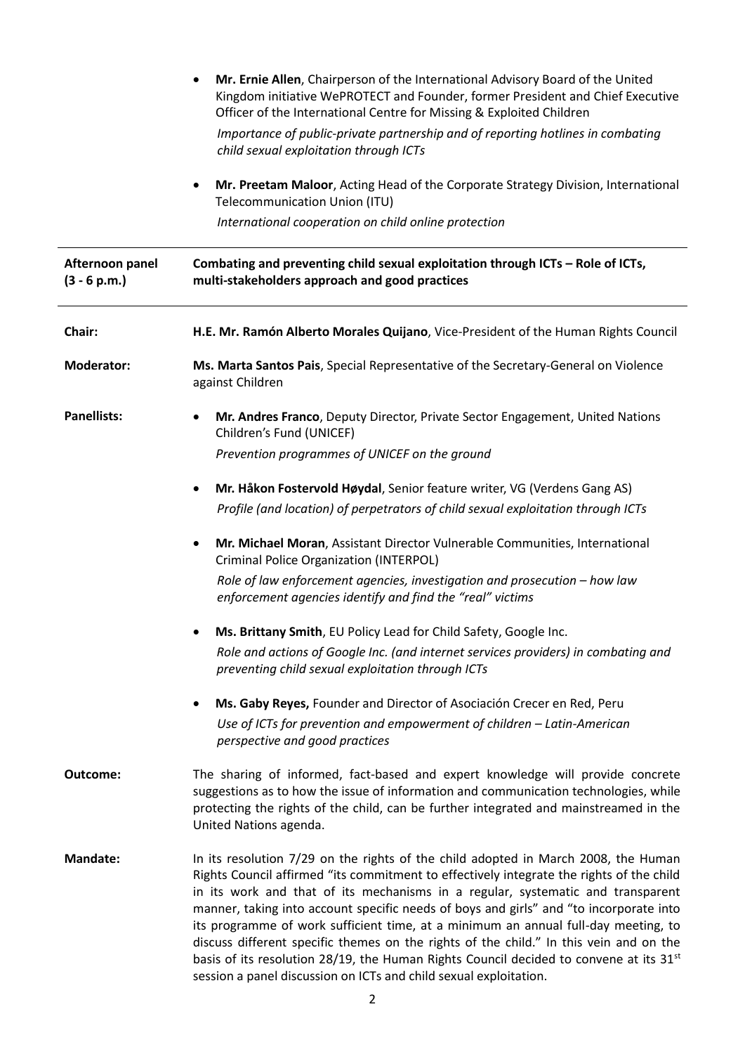- **Mr. Ernie Allen**, Chairperson of the International Advisory Board of the United Kingdom initiative WePROTECT and Founder, former President and Chief Executive Officer of the International Centre for Missing & Exploited Children

  *Importance of public-private partnership and of reporting hotlines in combating child sexual exploitation through ICTs*

- **Mr. Preetam Maloor**, Acting Head of the Corporate Strategy Division, International Telecommunication Union (ITU)

  *International cooperation on child online protection*

---

**Afternoon panel (3 - 6 p.m.)** — **Combating and preventing child sexual exploitation through ICTs – Role of ICTs, multi-stakeholders approach and good practices**

---

**Chair:** **H.E. Mr. Ramón Alberto Morales Quijano**, Vice-President of the Human Rights Council

**Moderator:** **Ms. Marta Santos Pais**, Special Representative of the Secretary-General on Violence against Children

**Panellists:**

- **Mr. Andres Franco**, Deputy Director, Private Sector Engagement, United Nations Children's Fund (UNICEF)

  *Prevention programmes of UNICEF on the ground*

- **Mr. Håkon Fostervold Høydal**, Senior feature writer, VG (Verdens Gang AS)

  *Profile (and location) of perpetrators of child sexual exploitation through ICTs*

- **Mr. Michael Moran**, Assistant Director Vulnerable Communities, International Criminal Police Organization (INTERPOL)

  *Role of law enforcement agencies, investigation and prosecution – how law enforcement agencies identify and find the "real" victims*

- **Ms. Brittany Smith**, EU Policy Lead for Child Safety, Google Inc.

  *Role and actions of Google Inc. (and internet services providers) in combating and preventing child sexual exploitation through ICTs*

- **Ms. Gaby Reyes,** Founder and Director of Asociación Crecer en Red, Peru

  *Use of ICTs for prevention and empowerment of children – Latin-American perspective and good practices*

**Outcome:** The sharing of informed, fact-based and expert knowledge will provide concrete suggestions as to how the issue of information and communication technologies, while protecting the rights of the child, can be further integrated and mainstreamed in the United Nations agenda.

**Mandate:** In its resolution 7/29 on the rights of the child adopted in March 2008, the Human Rights Council affirmed "its commitment to effectively integrate the rights of the child in its work and that of its mechanisms in a regular, systematic and transparent manner, taking into account specific needs of boys and girls" and "to incorporate into its programme of work sufficient time, at a minimum an annual full-day meeting, to discuss different specific themes on the rights of the child." In this vein and on the basis of its resolution 28/19, the Human Rights Council decided to convene at its 31st session a panel discussion on ICTs and child sexual exploitation.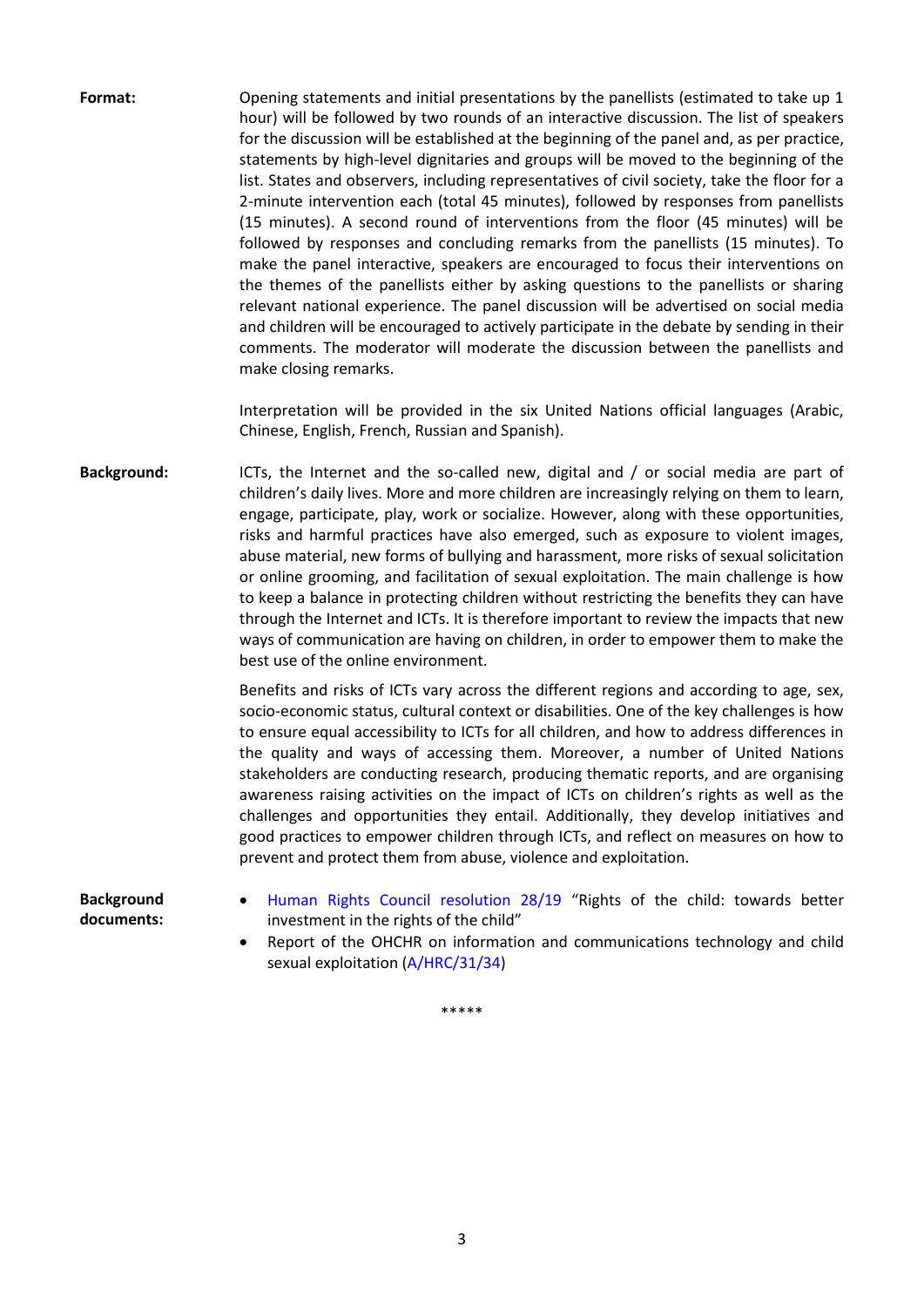**Format:** Opening statements and initial presentations by the panellists (estimated to take up 1 hour) will be followed by two rounds of an interactive discussion. The list of speakers for the discussion will be established at the beginning of the panel and, as per practice, statements by high-level dignitaries and groups will be moved to the beginning of the list. States and observers, including representatives of civil society, take the floor for a 2-minute intervention each (total 45 minutes), followed by responses from panellists (15 minutes). A second round of interventions from the floor (45 minutes) will be followed by responses and concluding remarks from the panellists (15 minutes). To make the panel interactive, speakers are encouraged to focus their interventions on the themes of the panellists either by asking questions to the panellists or sharing relevant national experience. The panel discussion will be advertised on social media and children will be encouraged to actively participate in the debate by sending in their comments. The moderator will moderate the discussion between the panellists and make closing remarks.

Interpretation will be provided in the six United Nations official languages (Arabic, Chinese, English, French, Russian and Spanish).

**Background:** ICTs, the Internet and the so-called new, digital and / or social media are part of children's daily lives. More and more children are increasingly relying on them to learn, engage, participate, play, work or socialize. However, along with these opportunities, risks and harmful practices have also emerged, such as exposure to violent images, abuse material, new forms of bullying and harassment, more risks of sexual solicitation or online grooming, and facilitation of sexual exploitation. The main challenge is how to keep a balance in protecting children without restricting the benefits they can have through the Internet and ICTs. It is therefore important to review the impacts that new ways of communication are having on children, in order to empower them to make the best use of the online environment.

Benefits and risks of ICTs vary across the different regions and according to age, sex, socio-economic status, cultural context or disabilities. One of the key challenges is how to ensure equal accessibility to ICTs for all children, and how to address differences in the quality and ways of accessing them. Moreover, a number of United Nations stakeholders are conducting research, producing thematic reports, and are organising awareness raising activities on the impact of ICTs on children's rights as well as the challenges and opportunities they entail. Additionally, they develop initiatives and good practices to empower children through ICTs, and reflect on measures on how to prevent and protect them from abuse, violence and exploitation.

**Background documents:**

- Human Rights Council resolution 28/19 "Rights of the child: towards better investment in the rights of the child"
- Report of the OHCHR on information and communications technology and child sexual exploitation (A/HRC/31/34)

*****